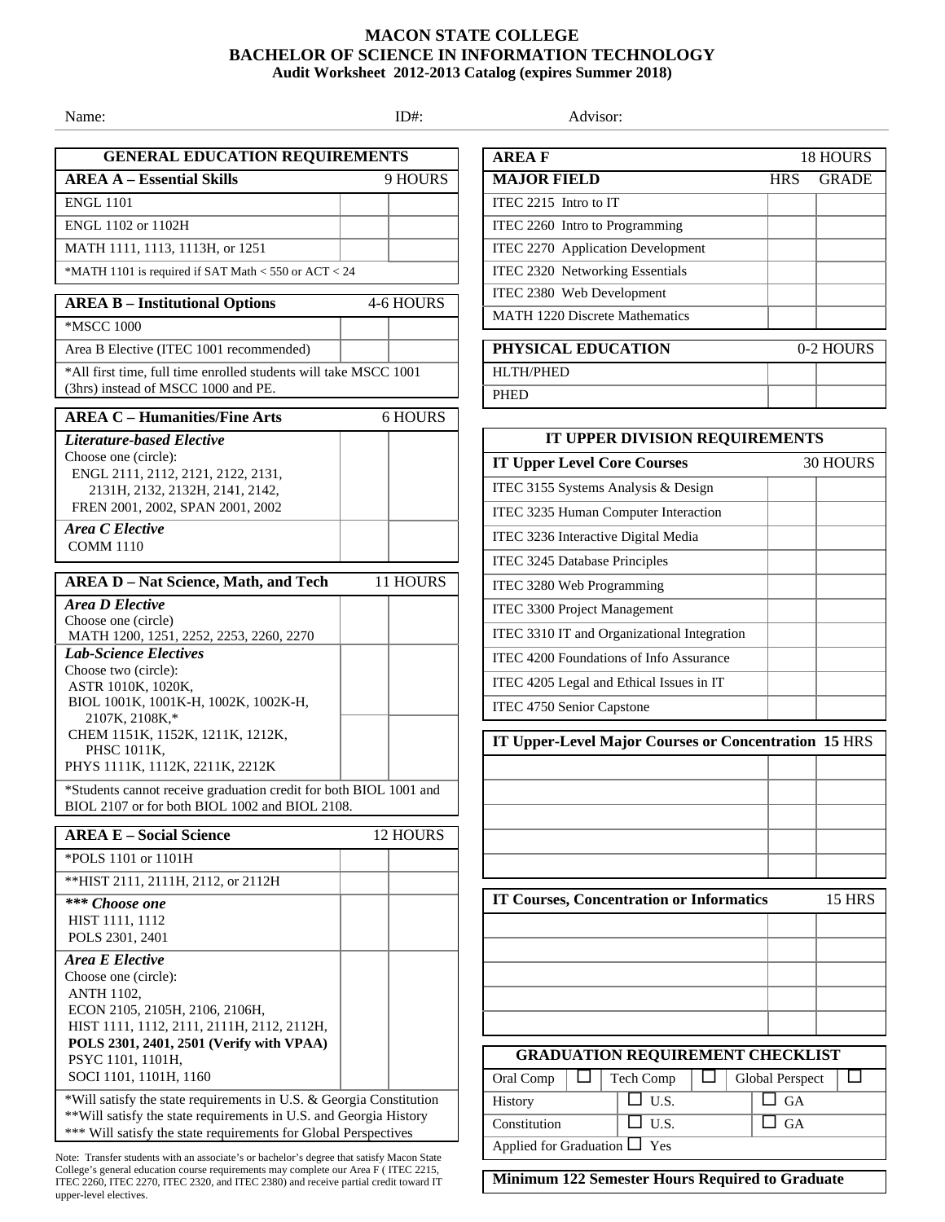# MACON STATE COLLEGE
## BACHELOR OF SCIENCE IN INFORMATION TECHNOLOGY
**Audit Worksheet 2012-2013 Catalog (expires Summer 2018)**

Name: ID#: Advisor:

### GENERAL EDUCATION REQUIREMENTS

| AREA A – Essential Skills | 9 HOURS | |
|---|---|---|
| ENGL 1101 | | |
| ENGL 1102 or 1102H | | |
| MATH 1111, 1113, 1113H, or 1251 | | |
| *MATH 1101 is required if SAT Math < 550 or ACT < 24 | | |

| AREA B – Institutional Options | 4-6 HOURS | |
|---|---|---|
| *MSCC 1000 | | |
| Area B Elective (ITEC 1001 recommended) | | |
| *All first time, full time enrolled students will take MSCC 1001 (3hrs) instead of MSCC 1000 and PE. | | |

| AREA C – Humanities/Fine Arts | 6 HOURS | |
|---|---|---|
| ***Literature-based Elective*** Choose one (circle): ENGL 2111, 2112, 2121, 2122, 2131, 2131H, 2132, 2132H, 2141, 2142, FREN 2001, 2002, SPAN 2001, 2002 | | |
| ***Area C Elective*** COMM 1110 | | |

| AREA D – Nat Science, Math, and Tech | 11 HOURS | |
|---|---|---|
| ***Area D Elective*** Choose one (circle) MATH 1200, 1251, 2252, 2253, 2260, 2270 | | |
| ***Lab-Science Electives*** Choose two (circle): ASTR 1010K, 1020K, BIOL 1001K, 1001K-H, 1002K, 1002K-H, 2107K, 2108K,* | | |
| CHEM 1151K, 1152K, 1211K, 1212K, PHSC 1011K, PHYS 1111K, 1112K, 2211K, 2212K | | |
| *Students cannot receive graduation credit for both BIOL 1001 and BIOL 2107 or for both BIOL 1002 and BIOL 2108. | | |

| AREA E – Social Science | 12 HOURS | |
|---|---|---|
| *POLS 1101 or 1101H | | |
| **HIST 2111, 2111H, 2112, or 2112H | | |
| ***\*\*\* Choose one*** HIST 1111, 1112 POLS 2301, 2401 | | |
| ***Area E Elective*** Choose one (circle): ANTH 1102, ECON 2105, 2105H, 2106, 2106H, HIST 1111, 1112, 2111, 2111H, 2112, 2112H, **POLS 2301, 2401, 2501 (Verify with VPAA)** PSYC 1101, 1101H, SOCI 1101, 1101H, 1160 | | |
| *Will satisfy the state requirements in U.S. & Georgia Constitution<br>**Will satisfy the state requirements in U.S. and Georgia History<br>*** Will satisfy the state requirements for Global Perspectives | | |

Note: Transfer students with an associate's or bachelor's degree that satisfy Macon State College's general education course requirements may complete our Area F ( ITEC 2215, ITEC 2260, ITEC 2270, ITEC 2320, and ITEC 2380) and receive partial credit toward IT upper-level electives.

| AREA F | | 18 HOURS |
|---|---|---|
| **MAJOR FIELD** | **HRS** | **GRADE** |
| ITEC 2215 Intro to IT | | |
| ITEC 2260 Intro to Programming | | |
| ITEC 2270 Application Development | | |
| ITEC 2320 Networking Essentials | | |
| ITEC 2380 Web Development | | |
| MATH 1220 Discrete Mathematics | | |

| PHYSICAL EDUCATION | | 0-2 HOURS |
|---|---|---|
| HLTH/PHED | | |
| PHED | | |

### IT UPPER DIVISION REQUIREMENTS

| IT Upper Level Core Courses | | 30 HOURS |
|---|---|---|
| ITEC 3155 Systems Analysis & Design | | |
| ITEC 3235 Human Computer Interaction | | |
| ITEC 3236 Interactive Digital Media | | |
| ITEC 3245 Database Principles | | |
| ITEC 3280 Web Programming | | |
| ITEC 3300 Project Management | | |
| ITEC 3310 IT and Organizational Integration | | |
| ITEC 4200 Foundations of Info Assurance | | |
| ITEC 4205 Legal and Ethical Issues in IT | | |
| ITEC 4750 Senior Capstone | | |

| IT Upper-Level Major Courses or Concentration 15 HRS | | |
|---|---|---|
| | | |
| | | |
| | | |
| | | |
| | | |

| IT Courses, Concentration or Informatics | | 15 HRS |
|---|---|---|
| | | |
| | | |
| | | |
| | | |
| | | |

### GRADUATION REQUIREMENT CHECKLIST

| Oral Comp ☐ | Tech Comp ☐ | Global Perspect ☐ |
|---|---|---|
| History | ☐ U.S. | ☐ GA |
| Constitution | ☐ U.S. | ☐ GA |
| Applied for Graduation ☐ Yes | | |

**Minimum 122 Semester Hours Required to Graduate**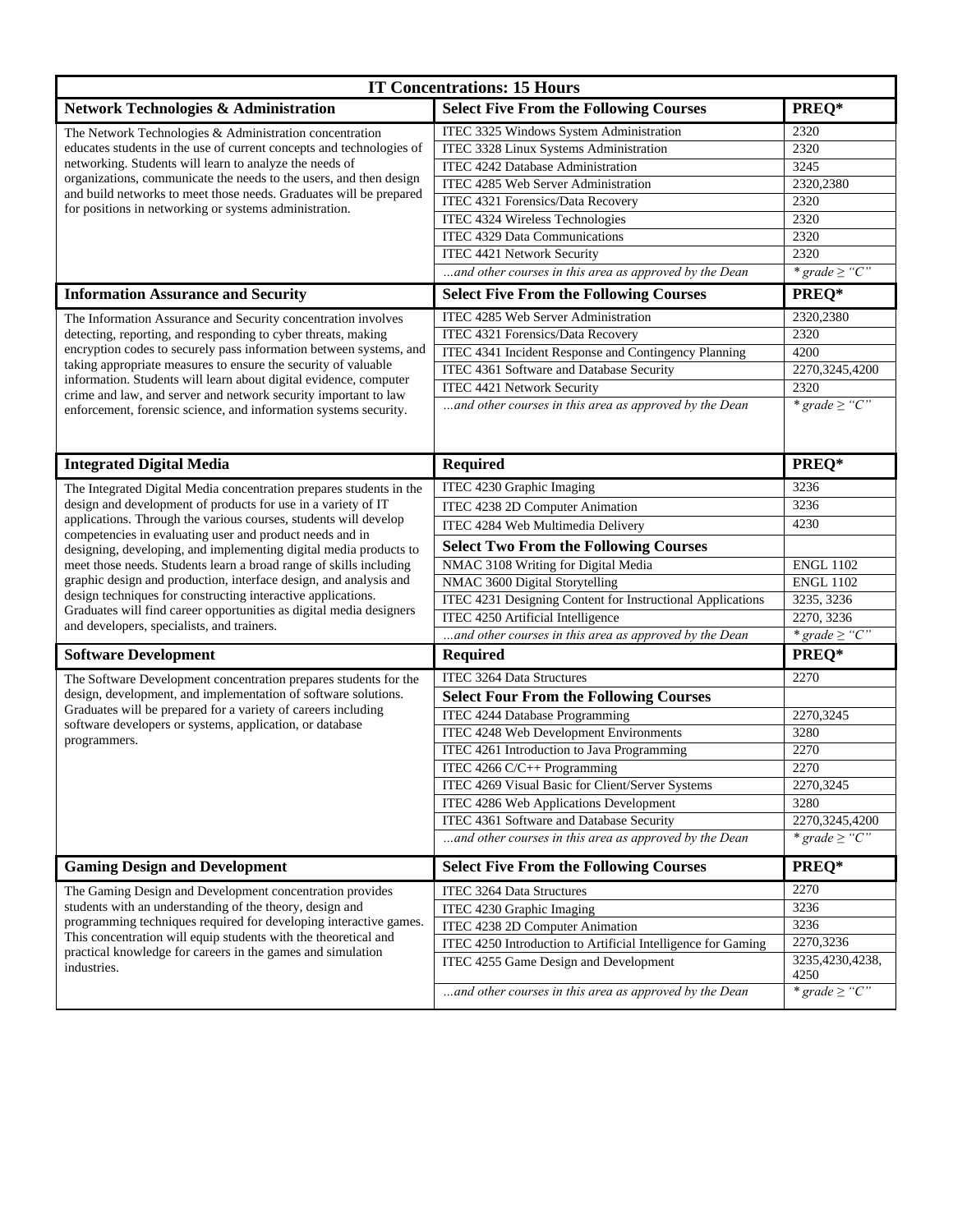| IT Concentrations: 15 Hours | | |
|---|---|---|
| **Network Technologies & Administration** | **Select Five From the Following Courses** | **PREQ*** |
| The Network Technologies & Administration concentration educates students in the use of current concepts and technologies of networking. Students will learn to analyze the needs of organizations, communicate the needs to the users, and then design and build networks to meet those needs. Graduates will be prepared for positions in networking or systems administration. | ITEC 3325 Windows System Administration | 2320 |
| | ITEC 3328 Linux Systems Administration | 2320 |
| | ITEC 4242 Database Administration | 3245 |
| | ITEC 4285 Web Server Administration | 2320,2380 |
| | ITEC 4321 Forensics/Data Recovery | 2320 |
| | ITEC 4324 Wireless Technologies | 2320 |
| | ITEC 4329 Data Communications | 2320 |
| | ITEC 4421 Network Security | 2320 |
| | *…and other courses in this area as approved by the Dean* | *\* grade ≥ "C"* |
| **Information Assurance and Security** | **Select Five From the Following Courses** | **PREQ*** |
| The Information Assurance and Security concentration involves detecting, reporting, and responding to cyber threats, making encryption codes to securely pass information between systems, and taking appropriate measures to ensure the security of valuable information. Students will learn about digital evidence, computer crime and law, and server and network security important to law enforcement, forensic science, and information systems security. | ITEC 4285 Web Server Administration | 2320,2380 |
| | ITEC 4321 Forensics/Data Recovery | 2320 |
| | ITEC 4341 Incident Response and Contingency Planning | 4200 |
| | ITEC 4361 Software and Database Security | 2270,3245,4200 |
| | ITEC 4421 Network Security | 2320 |
| | *…and other courses in this area as approved by the Dean* | *\* grade ≥ "C"* |
| **Integrated Digital Media** | **Required** | **PREQ*** |
| The Integrated Digital Media concentration prepares students in the design and development of products for use in a variety of IT applications. Through the various courses, students will develop competencies in evaluating user and product needs and in designing, developing, and implementing digital media products to meet those needs. Students learn a broad range of skills including graphic design and production, interface design, and analysis and design techniques for constructing interactive applications. Graduates will find career opportunities as digital media designers and developers, specialists, and trainers. | ITEC 4230 Graphic Imaging | 3236 |
| | ITEC 4238 2D Computer Animation | 3236 |
| | ITEC 4284 Web Multimedia Delivery | 4230 |
| | **Select Two From the Following Courses** | |
| | NMAC 3108 Writing for Digital Media | ENGL 1102 |
| | NMAC 3600 Digital Storytelling | ENGL 1102 |
| | ITEC 4231 Designing Content for Instructional Applications | 3235, 3236 |
| | ITEC 4250 Artificial Intelligence | 2270, 3236 |
| | *…and other courses in this area as approved by the Dean* | *\* grade ≥ "C"* |
| **Software Development** | **Required** | **PREQ*** |
| The Software Development concentration prepares students for the design, development, and implementation of software solutions. Graduates will be prepared for a variety of careers including software developers or systems, application, or database programmers. | ITEC 3264 Data Structures | 2270 |
| | **Select Four From the Following Courses** | |
| | ITEC 4244 Database Programming | 2270,3245 |
| | ITEC 4248 Web Development Environments | 3280 |
| | ITEC 4261 Introduction to Java Programming | 2270 |
| | ITEC 4266 C/C++ Programming | 2270 |
| | ITEC 4269 Visual Basic for Client/Server Systems | 2270,3245 |
| | ITEC 4286 Web Applications Development | 3280 |
| | ITEC 4361 Software and Database Security | 2270,3245,4200 |
| | *…and other courses in this area as approved by the Dean* | *\* grade ≥ "C"* |
| **Gaming Design and Development** | **Select Five From the Following Courses** | **PREQ*** |
| The Gaming Design and Development concentration provides students with an understanding of the theory, design and programming techniques required for developing interactive games. This concentration will equip students with the theoretical and practical knowledge for careers in the games and simulation industries. | ITEC 3264 Data Structures | 2270 |
| | ITEC 4230 Graphic Imaging | 3236 |
| | ITEC 4238 2D Computer Animation | 3236 |
| | ITEC 4250 Introduction to Artificial Intelligence for Gaming | 2270,3236 |
| | ITEC 4255 Game Design and Development | 3235,4230,4238, 4250 |
| | *…and other courses in this area as approved by the Dean* | *\* grade ≥ "C"* |